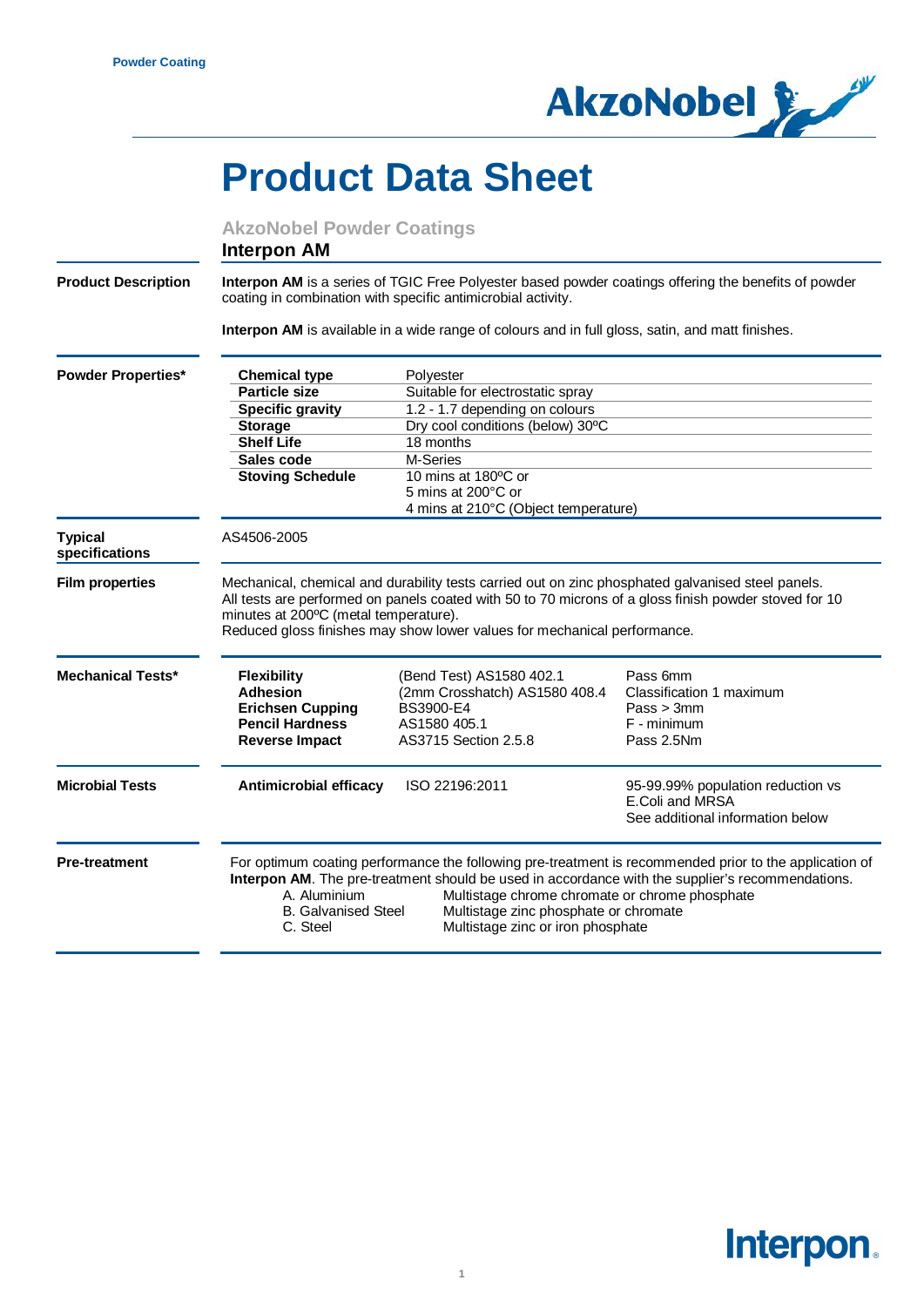# Product Data Sheet

## AkzoNobel Powder Coatings

### Interpon AM

**Product Description**

**Interpon AM** is a series of TGIC Free Polyester based powder coatings offering the benefits of powder coating in combination with specific antimicrobial activity.

**Interpon AM** is available in a wide range of colours and in full gloss, satin, and matt finishes.

**Powder Properties***

| | |
|---|---|
| **Chemical type** | Polyester |
| **Particle size** | Suitable for electrostatic spray |
| **Specific gravity** | 1.2 - 1.7 depending on colours |
| **Storage** | Dry cool conditions (below) 30ºC |
| **Shelf Life** | 18 months |
| **Sales code** | M-Series |
| **Stoving Schedule** | 10 mins at 180°C or<br>5 mins at 200°C or<br>4 mins at 210°C (Object temperature) |

**Typical specifications**

AS4506-2005

**Film properties**

Mechanical, chemical and durability tests carried out on zinc phosphated galvanised steel panels. All tests are performed on panels coated with 50 to 70 microns of a gloss finish powder stoved for 10 minutes at 200ºC (metal temperature).
Reduced gloss finishes may show lower values for mechanical performance.

**Mechanical Tests***

| | | |
|---|---|---|
| **Flexibility** | (Bend Test) AS1580 402.1 | Pass 6mm |
| **Adhesion** | (2mm Crosshatch) AS1580 408.4 | Classification 1 maximum |
| **Erichsen Cupping** | BS3900-E4 | Pass > 3mm |
| **Pencil Hardness** | AS1580 405.1 | F - minimum |
| **Reverse Impact** | AS3715 Section 2.5.8 | Pass 2.5Nm |

**Microbial Tests**

| | | |
|---|---|---|
| **Antimicrobial efficacy** | ISO 22196:2011 | 95-99.99% population reduction vs E.Coli and MRSA<br>See additional information below |

**Pre-treatment**

For optimum coating performance the following pre-treatment is recommended prior to the application of **Interpon AM**. The pre-treatment should be used in accordance with the supplier's recommendations.

| | |
|---|---|
| A. Aluminium | Multistage chrome chromate or chrome phosphate |
| B. Galvanised Steel | Multistage zinc phosphate or chromate |
| C. Steel | Multistage zinc or iron phosphate |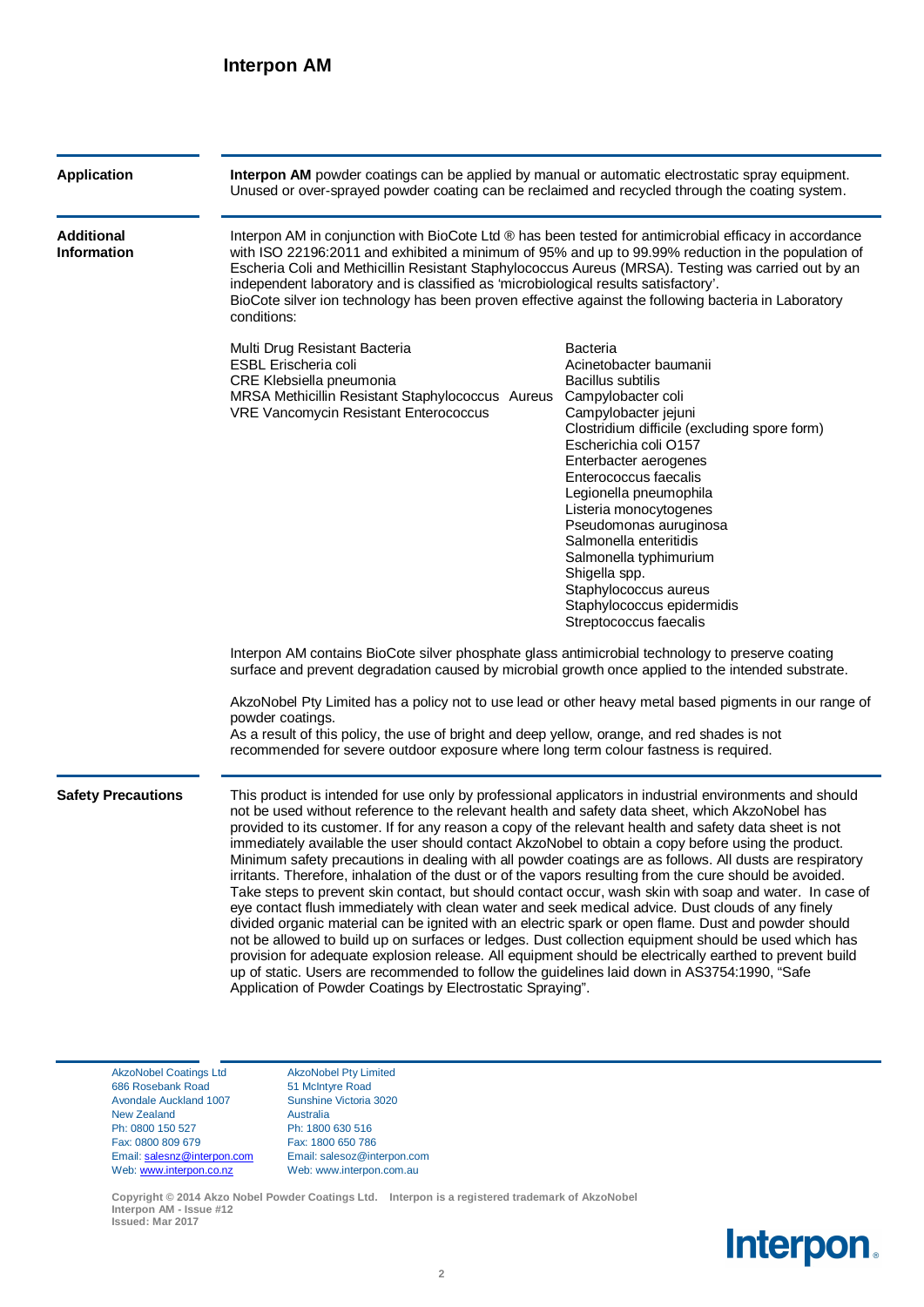# Interpon AM

## Application

**Interpon AM** powder coatings can be applied by manual or automatic electrostatic spray equipment. Unused or over-sprayed powder coating can be reclaimed and recycled through the coating system.

## Additional Information

Interpon AM in conjunction with BioCote Ltd ® has been tested for antimicrobial efficacy in accordance with ISO 22196:2011 and exhibited a minimum of 95% and up to 99.99% reduction in the population of Escheria Coli and Methicillin Resistant Staphylococcus Aureus (MRSA). Testing was carried out by an independent laboratory and is classified as 'microbiological results satisfactory'.
BioCote silver ion technology has been proven effective against the following bacteria in Laboratory conditions:

Multi Drug Resistant Bacteria
ESBL Erischeria coli
CRE Klebsiella pneumonia
MRSA Methicillin Resistant Staphylococcus Aureus
VRE Vancomycin Resistant Enterococcus

Bacteria
Acinetobacter baumanii
Bacillus subtilis
Campylobacter coli
Campylobacter jejuni
Clostridium difficile (excluding spore form)
Escherichia coli O157
Enterbacter aerogenes
Enterococcus faecalis
Legionella pneumophila
Listeria monocytogenes
Pseudomonas auruginosa
Salmonella enteritidis
Salmonella typhimurium
Shigella spp.
Staphylococcus aureus
Staphylococcus epidermidis
Streptococcus faecalis

Interpon AM contains BioCote silver phosphate glass antimicrobial technology to preserve coating surface and prevent degradation caused by microbial growth once applied to the intended substrate.

AkzoNobel Pty Limited has a policy not to use lead or other heavy metal based pigments in our range of powder coatings.
As a result of this policy, the use of bright and deep yellow, orange, and red shades is not recommended for severe outdoor exposure where long term colour fastness is required.

## Safety Precautions

This product is intended for use only by professional applicators in industrial environments and should not be used without reference to the relevant health and safety data sheet, which AkzoNobel has provided to its customer. If for any reason a copy of the relevant health and safety data sheet is not immediately available the user should contact AkzoNobel to obtain a copy before using the product. Minimum safety precautions in dealing with all powder coatings are as follows. All dusts are respiratory irritants. Therefore, inhalation of the dust or of the vapors resulting from the cure should be avoided. Take steps to prevent skin contact, but should contact occur, wash skin with soap and water. In case of eye contact flush immediately with clean water and seek medical advice. Dust clouds of any finely divided organic material can be ignited with an electric spark or open flame. Dust and powder should not be allowed to build up on surfaces or ledges. Dust collection equipment should be used which has provision for adequate explosion release. All equipment should be electrically earthed to prevent build up of static. Users are recommended to follow the guidelines laid down in AS3754:1990, "Safe Application of Powder Coatings by Electrostatic Spraying".

AkzoNobel Coatings Ltd
686 Rosebank Road
Avondale Auckland 1007
New Zealand
Ph: 0800 150 527
Fax: 0800 809 679
Email: salesnz@interpon.com
Web: www.interpon.co.nz

AkzoNobel Pty Limited
51 McIntyre Road
Sunshine Victoria 3020
Australia
Ph: 1800 630 516
Fax: 1800 650 786
Email: salesoz@interpon.com
Web: www.interpon.com.au

**Copyright © 2014 Akzo Nobel Powder Coatings Ltd. Interpon is a registered trademark of AkzoNobel**
**Interpon AM - Issue #12**
**Issued: Mar 2017**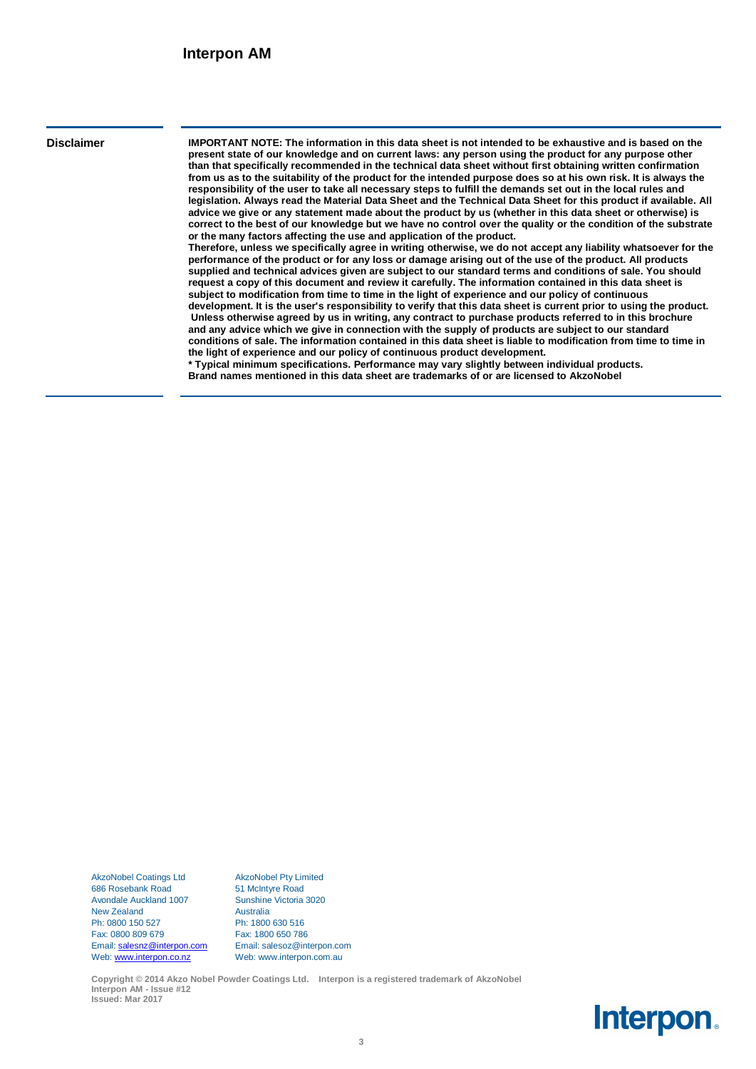## Interpon AM

**Disclaimer**

**IMPORTANT NOTE: The information in this data sheet is not intended to be exhaustive and is based on the present state of our knowledge and on current laws: any person using the product for any purpose other than that specifically recommended in the technical data sheet without first obtaining written confirmation from us as to the suitability of the product for the intended purpose does so at his own risk. It is always the responsibility of the user to take all necessary steps to fulfill the demands set out in the local rules and legislation. Always read the Material Data Sheet and the Technical Data Sheet for this product if available. All advice we give or any statement made about the product by us (whether in this data sheet or otherwise) is correct to the best of our knowledge but we have no control over the quality or the condition of the substrate or the many factors affecting the use and application of the product.**
**Therefore, unless we specifically agree in writing otherwise, we do not accept any liability whatsoever for the performance of the product or for any loss or damage arising out of the use of the product. All products supplied and technical advices given are subject to our standard terms and conditions of sale. You should request a copy of this document and review it carefully. The information contained in this data sheet is subject to modification from time to time in the light of experience and our policy of continuous development. It is the user's responsibility to verify that this data sheet is current prior to using the product. Unless otherwise agreed by us in writing, any contract to purchase products referred to in this brochure and any advice which we give in connection with the supply of products are subject to our standard conditions of sale. The information contained in this data sheet is liable to modification from time to time in the light of experience and our policy of continuous product development.**
**\* Typical minimum specifications. Performance may vary slightly between individual products.**
**Brand names mentioned in this data sheet are trademarks of or are licensed to AkzoNobel**

AkzoNobel Coatings Ltd
686 Rosebank Road
Avondale Auckland 1007
New Zealand
Ph: 0800 150 527
Fax: 0800 809 679
Email: salesnz@interpon.com
Web: www.interpon.co.nz

AkzoNobel Pty Limited
51 McIntyre Road
Sunshine Victoria 3020
Australia
Ph: 1800 630 516
Fax: 1800 650 786
Email: salesoz@interpon.com
Web: www.interpon.com.au

**Copyright © 2014 Akzo Nobel Powder Coatings Ltd. Interpon is a registered trademark of AkzoNobel**
**Interpon AM - Issue #12**
**Issued: Mar 2017**

Interpon.